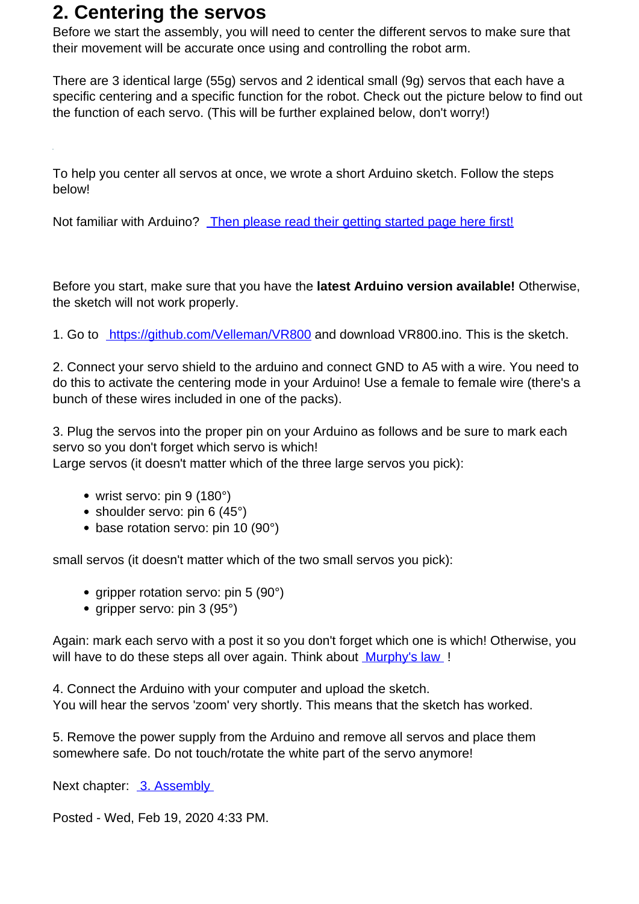## 2. Centering the servos

Before we start the assembly, you will need to center the different servos to make sure that their movement will be accurate once using and controlling the robot arm.

There are 3 identical large (55g) servos and 2 identical small (9g) servos that each have a specific centering and a specific function for the robot. Check out the picture below to find out the function of each servo. (This will be further explained below, don't worry!)

To help you center all servos at once, we wrote a short Arduino sketch. Follow the steps below!

Not familiar with Arduino? Then please read their getting started page here first!

Before you start, make sure that you have the **latest Arduino version available!** Otherwise, the sketch will not work properly.

1. Go to https://github.com/Velleman/VR800 and download VR800.ino. This is the sketch.

2. Connect your servo shield to the arduino and connect GND to A5 with a wire. You need to do this to activate the centering mode in your Arduino! Use a female to female wire (there's a bunch of these wires included in one of the packs).

3. Plug the servos into the proper pin on your Arduino as follows and be sure to mark each servo so you don't forget which servo is which!
Large servos (it doesn't matter which of the three large servos you pick):

- wrist servo: pin 9 (180°)
- shoulder servo: pin 6 (45°)
- base rotation servo: pin 10 (90°)

small servos (it doesn't matter which of the two small servos you pick):

- gripper rotation servo: pin 5 (90°)
- gripper servo: pin 3 (95°)

Again: mark each servo with a post it so you don't forget which one is which! Otherwise, you will have to do these steps all over again. Think about Murphy's law !

4. Connect the Arduino with your computer and upload the sketch.
You will hear the servos 'zoom' very shortly. This means that the sketch has worked.

5. Remove the power supply from the Arduino and remove all servos and place them somewhere safe. Do not touch/rotate the white part of the servo anymore!

Next chapter: 3. Assembly

Posted - Wed, Feb 19, 2020 4:33 PM.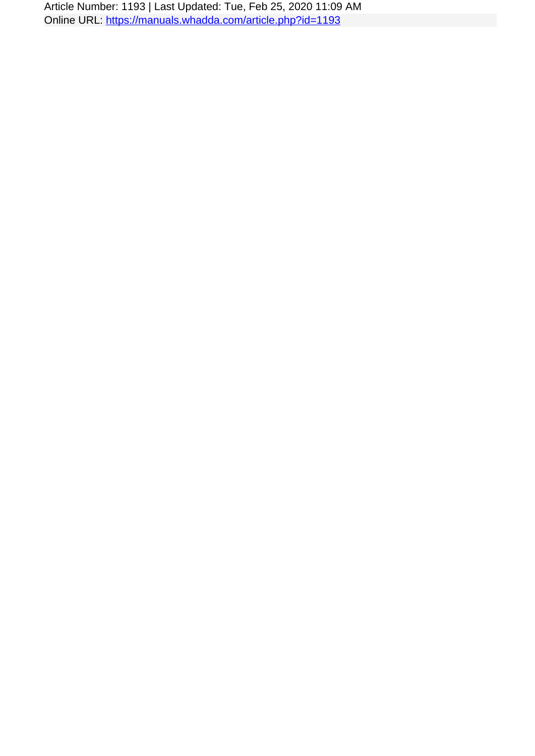Article Number: 1193 | Last Updated: Tue, Feb 25, 2020 11:09 AM
Online URL: https://manuals.whadda.com/article.php?id=1193